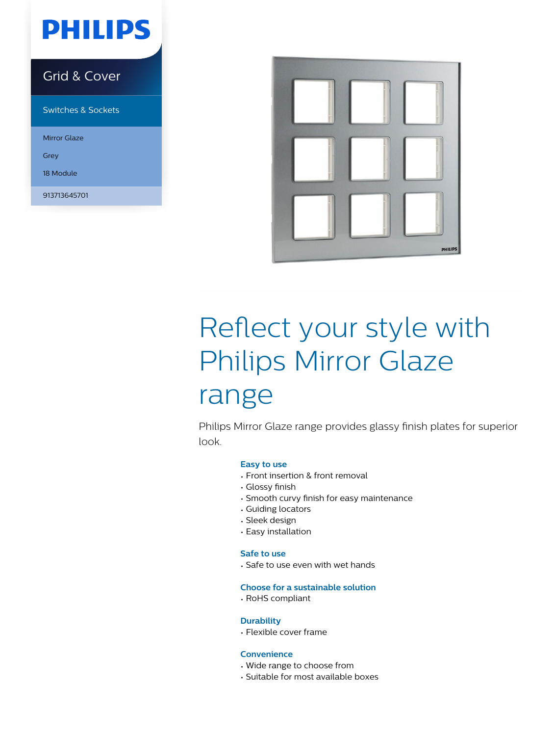PHILIPS

Grid & Cover

Switches & Sockets

Mirror Glaze

Grey

18 Module

913713645701

# Reflect your style with Philips Mirror Glaze range

Philips Mirror Glaze range provides glassy finish plates for superior look.

**Easy to use**
- Front insertion & front removal
- Glossy finish
- Smooth curvy finish for easy maintenance
- Guiding locators
- Sleek design
- Easy installation

**Safe to use**
- Safe to use even with wet hands

**Choose for a sustainable solution**
- RoHS compliant

**Durability**
- Flexible cover frame

**Convenience**
- Wide range to choose from
- Suitable for most available boxes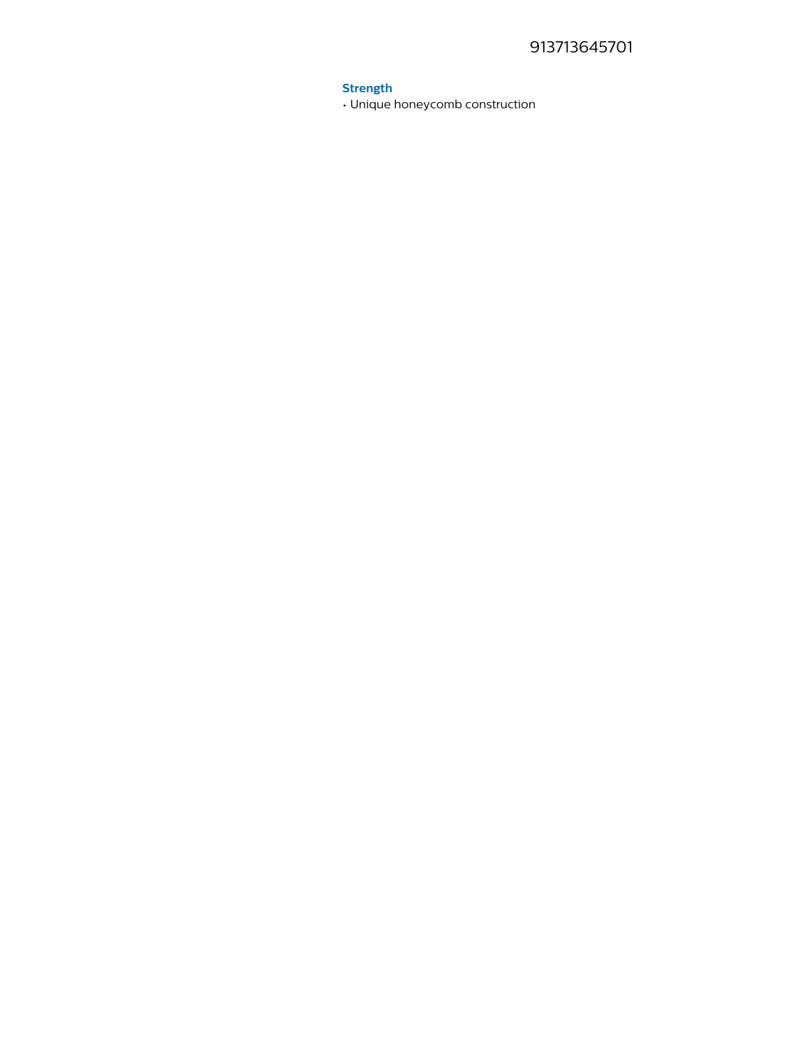### Strength

- Unique honeycomb construction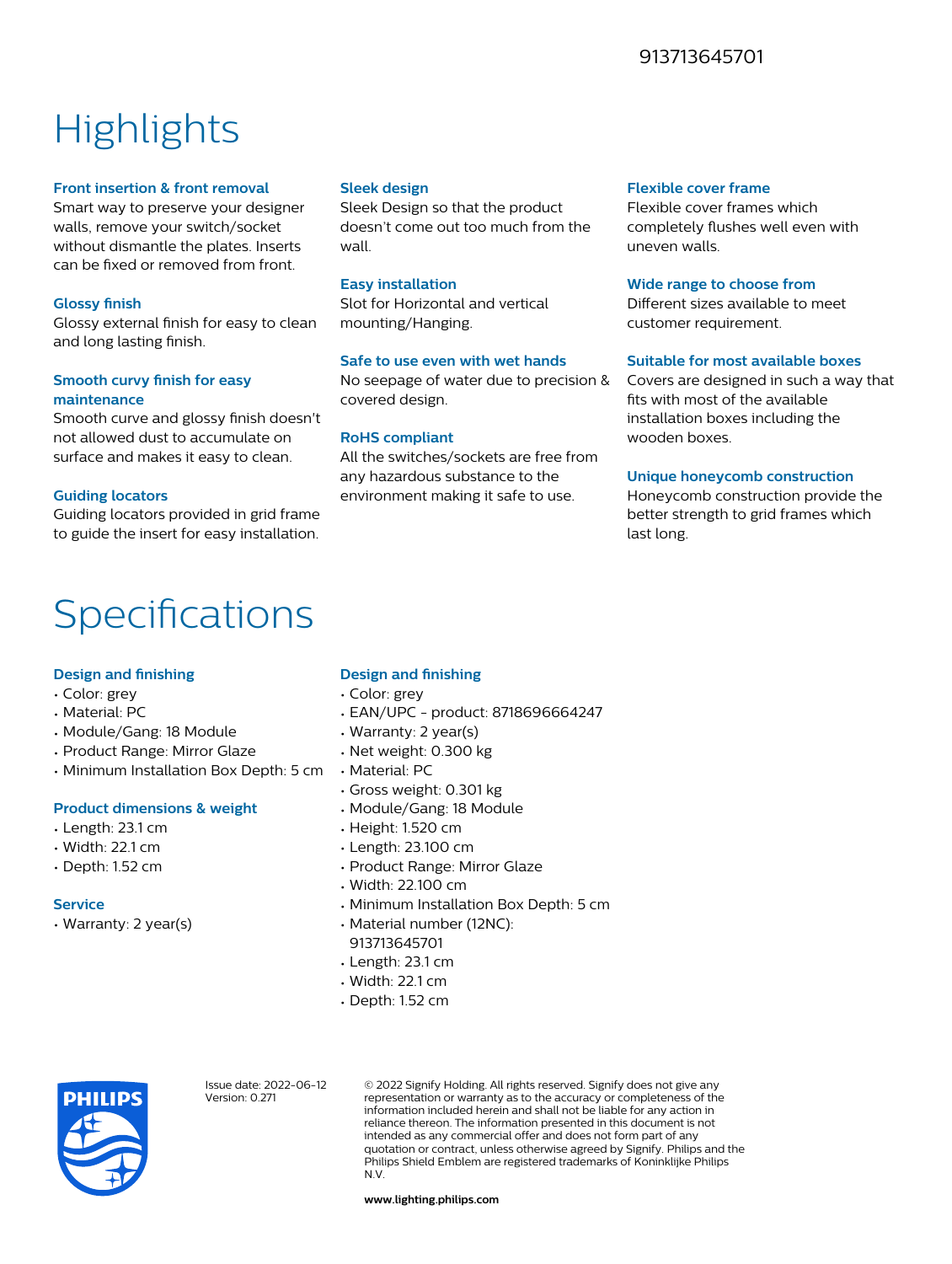913713645701

# Highlights

### Front insertion & front removal
Smart way to preserve your designer walls, remove your switch/socket without dismantle the plates. Inserts can be fixed or removed from front.

### Glossy finish
Glossy external finish for easy to clean and long lasting finish.

### Smooth curvy finish for easy maintenance
Smooth curve and glossy finish doesn't not allowed dust to accumulate on surface and makes it easy to clean.

### Guiding locators
Guiding locators provided in grid frame to guide the insert for easy installation.

### Sleek design
Sleek Design so that the product doesn't come out too much from the wall.

### Easy installation
Slot for Horizontal and vertical mounting/Hanging.

### Safe to use even with wet hands
No seepage of water due to precision & covered design.

### RoHS compliant
All the switches/sockets are free from any hazardous substance to the environment making it safe to use.

### Flexible cover frame
Flexible cover frames which completely flushes well even with uneven walls.

### Wide range to choose from
Different sizes available to meet customer requirement.

### Suitable for most available boxes
Covers are designed in such a way that fits with most of the available installation boxes including the wooden boxes.

### Unique honeycomb construction
Honeycomb construction provide the better strength to grid frames which last long.

# Specifications

### Design and finishing
- Color: grey
- Material: PC
- Module/Gang: 18 Module
- Product Range: Mirror Glaze
- Minimum Installation Box Depth: 5 cm

### Product dimensions & weight
- Length: 23.1 cm
- Width: 22.1 cm
- Depth: 1.52 cm

### Service
- Warranty: 2 year(s)

### Design and finishing
- Color: grey
- EAN/UPC - product: 8718696664247
- Warranty: 2 year(s)
- Net weight: 0.300 kg
- Material: PC
- Gross weight: 0.301 kg
- Module/Gang: 18 Module
- Height: 1.520 cm
- Length: 23.100 cm
- Product Range: Mirror Glaze
- Width: 22.100 cm
- Minimum Installation Box Depth: 5 cm
- Material number (12NC): 913713645701
- Length: 23.1 cm
- Width: 22.1 cm
- Depth: 1.52 cm

Issue date: 2022-06-12
Version: 0.271

© 2022 Signify Holding. All rights reserved. Signify does not give any representation or warranty as to the accuracy or completeness of the information included herein and shall not be liable for any action in reliance thereon. The information presented in this document is not intended as any commercial offer and does not form part of any quotation or contract, unless otherwise agreed by Signify. Philips and the Philips Shield Emblem are registered trademarks of Koninklijke Philips N.V.

**www.lighting.philips.com**